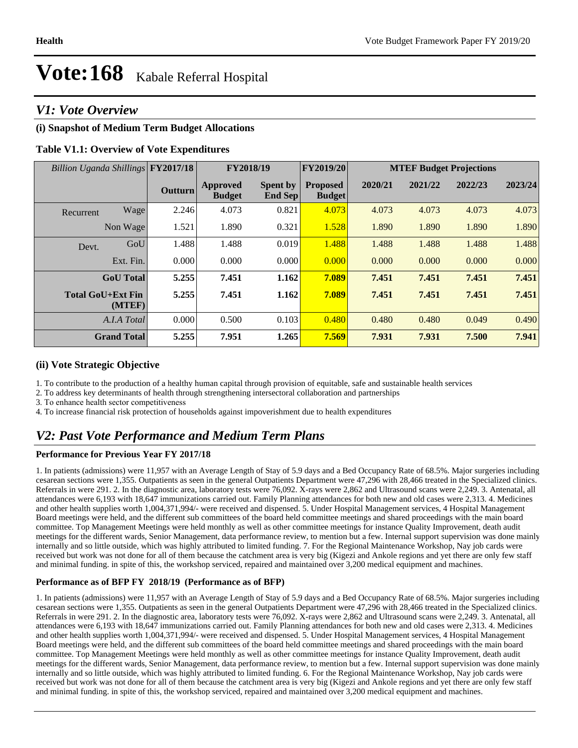# Vote:168 Kabale Referral Hospital

## V1: Vote Overview

### (i) Snapshot of Medium Term Budget Allocations

**Table V1.1: Overview of Vote Expenditures**

| *Billion Uganda Shillings* | | FY2017/18 | FY2018/19 | | FY2019/20 | MTEF Budget Projections | | | |
|---|---|---|---|---|---|---|---|---|---|
| | | Outturn | Approved Budget | Spent by End Sep | Proposed Budget | 2020/21 | 2021/22 | 2022/23 | 2023/24 |
| Recurrent | Wage | 2.246 | 4.073 | 0.821 | 4.073 | 4.073 | 4.073 | 4.073 | 4.073 |
| | Non Wage | 1.521 | 1.890 | 0.321 | 1.528 | 1.890 | 1.890 | 1.890 | 1.890 |
| Devt. | GoU | 1.488 | 1.488 | 0.019 | 1.488 | 1.488 | 1.488 | 1.488 | 1.488 |
| | Ext. Fin. | 0.000 | 0.000 | 0.000 | 0.000 | 0.000 | 0.000 | 0.000 | 0.000 |
| | **GoU Total** | **5.255** | **7.451** | **1.162** | **7.089** | **7.451** | **7.451** | **7.451** | **7.451** |
| | **Total GoU+Ext Fin (MTEF)** | **5.255** | **7.451** | **1.162** | **7.089** | **7.451** | **7.451** | **7.451** | **7.451** |
| | *A.I.A Total* | 0.000 | 0.500 | 0.103 | 0.480 | 0.480 | 0.480 | 0.049 | 0.490 |
| | **Grand Total** | **5.255** | **7.951** | **1.265** | **7.569** | **7.931** | **7.931** | **7.500** | **7.941** |

### (ii) Vote Strategic Objective

1. To contribute to the production of a healthy human capital through provision of equitable, safe and sustainable health services
2. To address key determinants of health through strengthening intersectoral collaboration and partnerships
3. To enhance health sector competitiveness
4. To increase financial risk protection of households against impoverishment due to health expenditures

## V2: Past Vote Performance and Medium Term Plans

**Performance for Previous Year FY 2017/18**

1. In patients (admissions) were 11,957 with an Average Length of Stay of 5.9 days and a Bed Occupancy Rate of 68.5%. Major surgeries including cesarean sections were 1,355. Outpatients as seen in the general Outpatients Department were 47,296 with 28,466 treated in the Specialized clinics. Referrals in were 291. 2. In the diagnostic area, laboratory tests were 76,092. X-rays were 2,862 and Ultrasound scans were 2,249. 3. Antenatal, all attendances were 6,193 with 18,647 immunizations carried out. Family Planning attendances for both new and old cases were 2,313. 4. Medicines and other health supplies worth 1,004,371,994/- were received and dispensed. 5. Under Hospital Management services, 4 Hospital Management Board meetings were held, and the different sub committees of the board held committee meetings and shared proceedings with the main board committee. Top Management Meetings were held monthly as well as other committee meetings for instance Quality Improvement, death audit meetings for the different wards, Senior Management, data performance review, to mention but a few. Internal support supervision was done mainly internally and so little outside, which was highly attributed to limited funding. 7. For the Regional Maintenance Workshop, Nay job cards were received but work was not done for all of them because the catchment area is very big (Kigezi and Ankole regions and yet there are only few staff and minimal funding. in spite of this, the workshop serviced, repaired and maintained over 3,200 medical equipment and machines.

**Performance as of BFP FY 2018/19 (Performance as of BFP)**

1. In patients (admissions) were 11,957 with an Average Length of Stay of 5.9 days and a Bed Occupancy Rate of 68.5%. Major surgeries including cesarean sections were 1,355. Outpatients as seen in the general Outpatients Department were 47,296 with 28,466 treated in the Specialized clinics. Referrals in were 291. 2. In the diagnostic area, laboratory tests were 76,092. X-rays were 2,862 and Ultrasound scans were 2,249. 3. Antenatal, all attendances were 6,193 with 18,647 immunizations carried out. Family Planning attendances for both new and old cases were 2,313. 4. Medicines and other health supplies worth 1,004,371,994/- were received and dispensed. 5. Under Hospital Management services, 4 Hospital Management Board meetings were held, and the different sub committees of the board held committee meetings and shared proceedings with the main board committee. Top Management Meetings were held monthly as well as other committee meetings for instance Quality Improvement, death audit meetings for the different wards, Senior Management, data performance review, to mention but a few. Internal support supervision was done mainly internally and so little outside, which was highly attributed to limited funding. 6. For the Regional Maintenance Workshop, Nay job cards were received but work was not done for all of them because the catchment area is very big (Kigezi and Ankole regions and yet there are only few staff and minimal funding. in spite of this, the workshop serviced, repaired and maintained over 3,200 medical equipment and machines.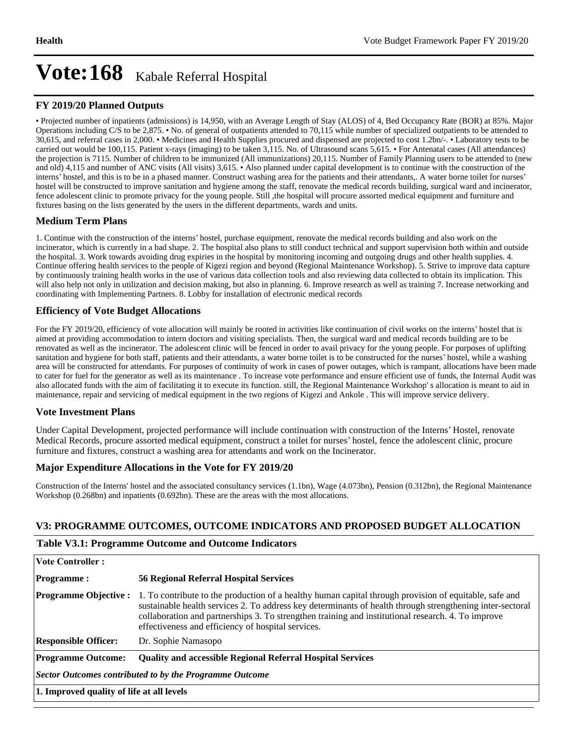# Vote:168 Kabale Referral Hospital

## FY 2019/20 Planned Outputs

• Projected number of inpatients (admissions) is 14,950, with an Average Length of Stay (ALOS) of 4, Bed Occupancy Rate (BOR) at 85%. Major Operations including C/S to be 2,875. • No. of general of outpatients attended to 70,115 while number of specialized outpatients to be attended to 30,615, and referral cases in 2,000. • Medicines and Health Supplies procured and dispensed are projected to cost 1.2bn/-. • Laboratory tests to be carried out would be 100,115. Patient x-rays (imaging) to be taken 3,115. No. of Ultrasound scans 5,615. • For Antenatal cases (All attendances) the projection is 7115. Number of children to be immunized (All immunizations) 20,115. Number of Family Planning users to be attended to (new and old) 4,115 and number of ANC visits (All visits) 3,615. • Also planned under capital development is to continue with the construction of the interns' hostel, and this is to be in a phased manner. Construct washing area for the patients and their attendants,. A water borne toilet for nurses' hostel will be constructed to improve sanitation and hygiene among the staff, renovate the medical records building, surgical ward and incinerator, fence adolescent clinic to promote privacy for the young people. Still ,the hospital will procure assorted medical equipment and furniture and fixtures basing on the lists generated by the users in the different departments, wards and units.

## Medium Term Plans

1. Continue with the construction of the interns' hostel, purchase equipment, renovate the medical records building and also work on the incinerator, which is currently in a bad shape. 2. The hospital also plans to still conduct technical and support supervision both within and outside the hospital. 3. Work towards avoiding drug expiries in the hospital by monitoring incoming and outgoing drugs and other health supplies. 4. Continue offering health services to the people of Kigezi region and beyond (Regional Maintenance Workshop). 5. Strive to improve data capture by continuously training health works in the use of various data collection tools and also reviewing data collected to obtain its implication. This will also help not only in utilization and decision making, but also in planning. 6. Improve research as well as training 7. Increase networking and coordinating with Implementing Partners. 8. Lobby for installation of electronic medical records

## Efficiency of Vote Budget Allocations

For the FY 2019/20, efficiency of vote allocation will mainly be rooted in activities like continuation of civil works on the interns' hostel that is aimed at providing accommodation to intern doctors and visiting specialists. Then, the surgical ward and medical records building are to be renovated as well as the incinerator. The adolescent clinic will be fenced in order to avail privacy for the young people. For purposes of uplifting sanitation and hygiene for both staff, patients and their attendants, a water borne toilet is to be constructed for the nurses' hostel, while a washing area will be constructed for attendants. For purposes of continuity of work in cases of power outages, which is rampant, allocations have been made to cater for fuel for the generator as well as its maintenance . To increase vote performance and ensure efficient use of funds, the Internal Audit was also allocated funds with the aim of facilitating it to execute its function. still, the Regional Maintenance Workshop' s allocation is meant to aid in maintenance, repair and servicing of medical equipment in the two regions of Kigezi and Ankole . This will improve service delivery.

## Vote Investment Plans

Under Capital Development, projected performance will include continuation with construction of the Interns' Hostel, renovate Medical Records, procure assorted medical equipment, construct a toilet for nurses' hostel, fence the adolescent clinic, procure furniture and fixtures, construct a washing area for attendants and work on the Incinerator.

## Major Expenditure Allocations in the Vote for FY 2019/20

Construction of the Interns' hostel and the associated consultancy services (1.1bn), Wage (4.073bn), Pension (0.312bn), the Regional Maintenance Workshop (0.268bn) and inpatients (0.692bn). These are the areas with the most allocations.

## V3: PROGRAMME OUTCOMES, OUTCOME INDICATORS AND PROPOSED BUDGET ALLOCATION

### Table V3.1: Programme Outcome and Outcome Indicators

| **Vote Controller :** | |
|---|---|
| **Programme :** | **56 Regional Referral Hospital Services** |
| **Programme Objective :** | 1. To contribute to the production of a healthy human capital through provision of equitable, safe and sustainable health services 2. To address key determinants of health through strengthening inter-sectoral collaboration and partnerships 3. To strengthen training and institutional research. 4. To improve effectiveness and efficiency of hospital services. |
| **Responsible Officer:** | Dr. Sophie Namasopo |
| **Programme Outcome:** | **Quality and accessible Regional Referral Hospital Services** |
| ***Sector Outcomes contributed to by the Programme Outcome*** | |
| **1. Improved quality of life at all levels** | |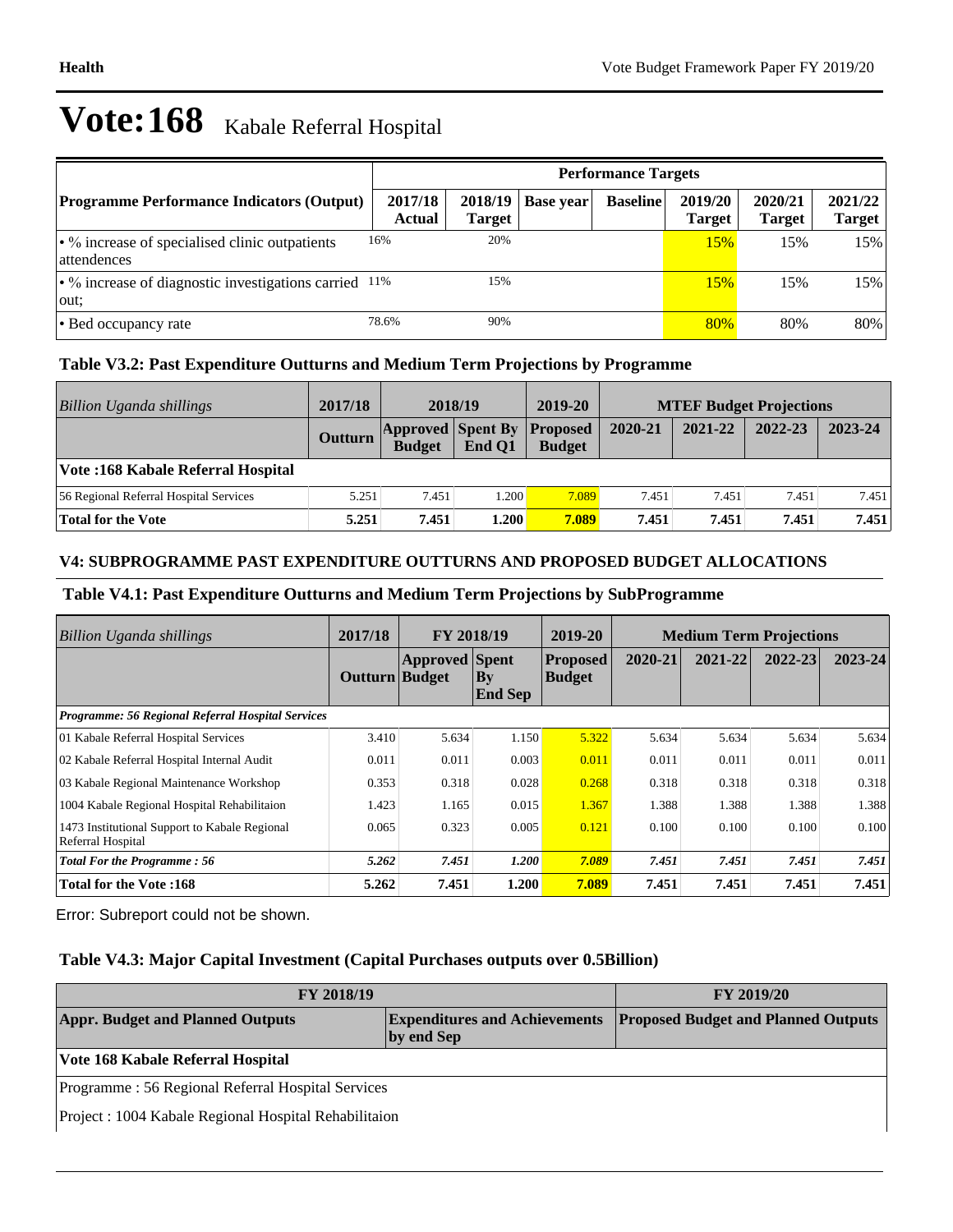# Vote:168 Kabale Referral Hospital

| | Performance Targets | | | | | | |
|---|---|---|---|---|---|---|---|
| **Programme Performance Indicators (Output)** | **2017/18 Actual** | **2018/19 Target** | **Base year** | **Baseline** | **2019/20 Target** | **2020/21 Target** | **2021/22 Target** |
| • % increase of specialised clinic outpatients attendences | 16% | 20% | | | 15% | 15% | 15% |
| • % increase of diagnostic investigations carried out; | 11% | 15% | | | 15% | 15% | 15% |
| • Bed occupancy rate | 78.6% | 90% | | | 80% | 80% | 80% |

### Table V3.2: Past Expenditure Outturns and Medium Term Projections by Programme

| *Billion Uganda shillings* | 2017/18 | 2018/19 | | 2019-20 | MTEF Budget Projections | | | |
|---|---|---|---|---|---|---|---|---|
| | **Outturn** | **Approved Budget** | **Spent By End Q1** | **Proposed Budget** | **2020-21** | **2021-22** | **2022-23** | **2023-24** |
| **Vote :168 Kabale Referral Hospital** | | | | | | | | |
| 56 Regional Referral Hospital Services | 5.251 | 7.451 | 1.200 | 7.089 | 7.451 | 7.451 | 7.451 | 7.451 |
| **Total for the Vote** | **5.251** | **7.451** | **1.200** | **7.089** | **7.451** | **7.451** | **7.451** | **7.451** |

### V4: SUBPROGRAMME PAST EXPENDITURE OUTTURNS AND PROPOSED BUDGET ALLOCATIONS

### Table V4.1: Past Expenditure Outturns and Medium Term Projections by SubProgramme

| *Billion Uganda shillings* | 2017/18 | FY 2018/19 | | 2019-20 | Medium Term Projections | | | |
|---|---|---|---|---|---|---|---|---|
| | **Outturn** | **Approved Budget** | **Spent By End Sep** | **Proposed Budget** | **2020-21** | **2021-22** | **2022-23** | **2023-24** |
| ***Programme: 56 Regional Referral Hospital Services*** | | | | | | | | |
| 01 Kabale Referral Hospital Services | 3.410 | 5.634 | 1.150 | 5.322 | 5.634 | 5.634 | 5.634 | 5.634 |
| 02 Kabale Referral Hospital Internal Audit | 0.011 | 0.011 | 0.003 | 0.011 | 0.011 | 0.011 | 0.011 | 0.011 |
| 03 Kabale Regional Maintenance Workshop | 0.353 | 0.318 | 0.028 | 0.268 | 0.318 | 0.318 | 0.318 | 0.318 |
| 1004 Kabale Regional Hospital Rehabilitaion | 1.423 | 1.165 | 0.015 | 1.367 | 1.388 | 1.388 | 1.388 | 1.388 |
| 1473 Institutional Support to Kabale Regional Referral Hospital | 0.065 | 0.323 | 0.005 | 0.121 | 0.100 | 0.100 | 0.100 | 0.100 |
| ***Total For the Programme : 56*** | ***5.262*** | ***7.451*** | ***1.200*** | ***7.089*** | ***7.451*** | ***7.451*** | ***7.451*** | ***7.451*** |
| **Total for the Vote :168** | **5.262** | **7.451** | **1.200** | **7.089** | **7.451** | **7.451** | **7.451** | **7.451** |

Error: Subreport could not be shown.

### Table V4.3: Major Capital Investment (Capital Purchases outputs over 0.5Billion)

| FY 2018/19 | | FY 2019/20 |
|---|---|---|
| **Appr. Budget and Planned Outputs** | **Expenditures and Achievements by end Sep** | **Proposed Budget and Planned Outputs** |
| **Vote 168 Kabale Referral Hospital** | | |
| Programme : 56 Regional Referral Hospital Services | | |
| Project : 1004 Kabale Regional Hospital Rehabilitaion | | |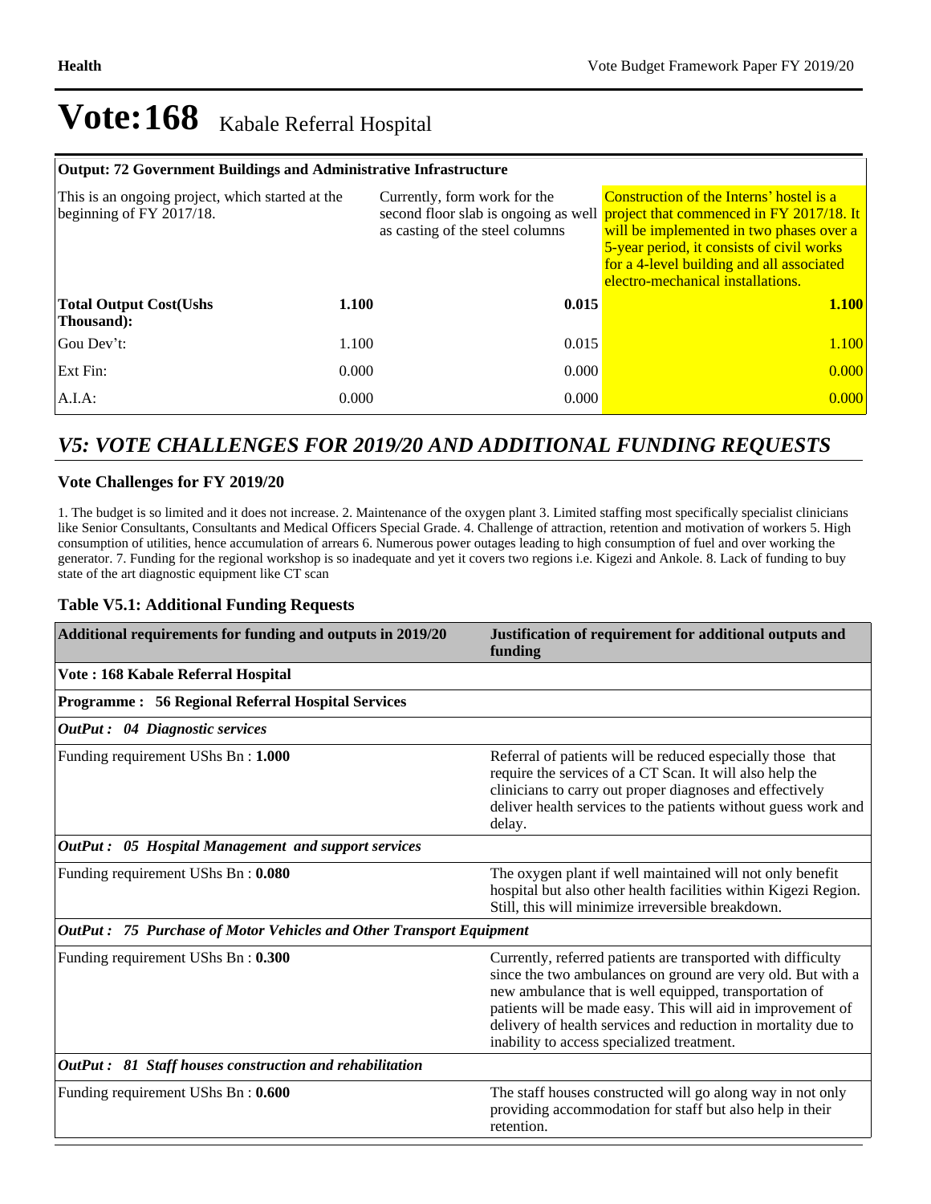# Vote:168 Kabale Referral Hospital

| Output: 72 Government Buildings and Administrative Infrastructure | | | |
|---|---|---|---|
| This is an ongoing project, which started at the beginning of FY 2017/18. | | Currently, form work for the second floor slab is ongoing as well as casting of the steel columns | Construction of the Interns' hostel is a project that commenced in FY 2017/18. It will be implemented in two phases over a 5-year period, it consists of civil works for a 4-level building and all associated electro-mechanical installations. |
| **Total Output Cost(Ushs Thousand):** | **1.100** | **0.015** | **1.100** |
| Gou Dev't: | 1.100 | 0.015 | 1.100 |
| Ext Fin: | 0.000 | 0.000 | 0.000 |
| A.I.A: | 0.000 | 0.000 | 0.000 |

## *V5: VOTE CHALLENGES FOR 2019/20 AND ADDITIONAL FUNDING REQUESTS*

### Vote Challenges for FY 2019/20

1. The budget is so limited and it does not increase. 2. Maintenance of the oxygen plant 3. Limited staffing most specifically specialist clinicians like Senior Consultants, Consultants and Medical Officers Special Grade. 4. Challenge of attraction, retention and motivation of workers 5. High consumption of utilities, hence accumulation of arrears 6. Numerous power outages leading to high consumption of fuel and over working the generator. 7. Funding for the regional workshop is so inadequate and yet it covers two regions i.e. Kigezi and Ankole. 8. Lack of funding to buy state of the art diagnostic equipment like CT scan

### Table V5.1: Additional Funding Requests

| Additional requirements for funding and outputs in 2019/20 | Justification of requirement for additional outputs and funding |
|---|---|
| **Vote : 168 Kabale Referral Hospital** | |
| **Programme : 56 Regional Referral Hospital Services** | |
| ***OutPut : 04 Diagnostic services*** | |
| Funding requirement UShs Bn : **1.000** | Referral of patients will be reduced especially those that require the services of a CT Scan. It will also help the clinicians to carry out proper diagnoses and effectively deliver health services to the patients without guess work and delay. |
| ***OutPut : 05 Hospital Management and support services*** | |
| Funding requirement UShs Bn : **0.080** | The oxygen plant if well maintained will not only benefit hospital but also other health facilities within Kigezi Region. Still, this will minimize irreversible breakdown. |
| ***OutPut : 75 Purchase of Motor Vehicles and Other Transport Equipment*** | |
| Funding requirement UShs Bn : **0.300** | Currently, referred patients are transported with difficulty since the two ambulances on ground are very old. But with a new ambulance that is well equipped, transportation of patients will be made easy. This will aid in improvement of delivery of health services and reduction in mortality due to inability to access specialized treatment. |
| ***OutPut : 81 Staff houses construction and rehabilitation*** | |
| Funding requirement UShs Bn : **0.600** | The staff houses constructed will go along way in not only providing accommodation for staff but also help in their retention. |